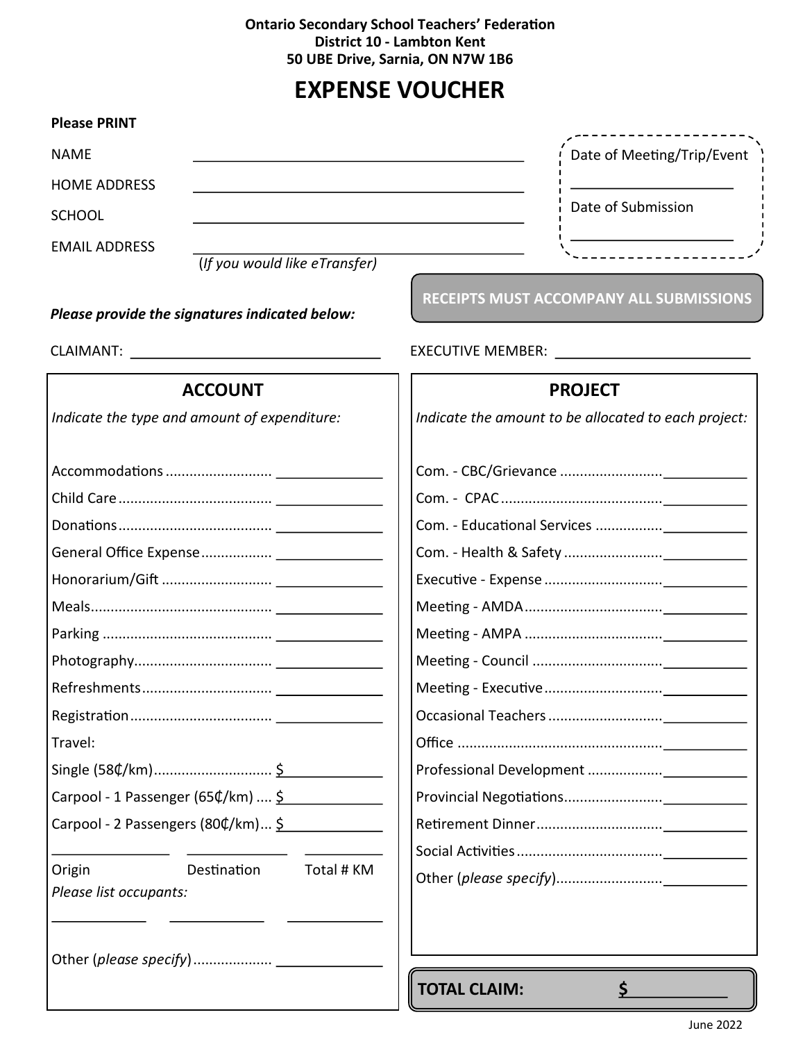**Ontario Secondary School Teachers' Federation**
**District 10 - Lambton Kent**
**50 UBE Drive, Sarnia, ON N7W 1B6**

# EXPENSE VOUCHER

**Please PRINT**

NAME ____________________________________________

HOME ADDRESS ____________________________________________

SCHOOL ____________________________________________

EMAIL ADDRESS ____________________________________________
(*If you would like eTransfer)*

Date of Meeting/Trip/Event ____________________

Date of Submission ____________________

**RECEIPTS MUST ACCOMPANY ALL SUBMISSIONS**

***Please provide the signatures indicated below:***

CLAIMANT: ________________________________ EXECUTIVE MEMBER: ________________________

## ACCOUNT

*Indicate the type and amount of expenditure:*

| | |
|---|---|
| Accommodations | ______________ |
| Child Care | ______________ |
| Donations | ______________ |
| General Office Expense | ______________ |
| Honorarium/Gift | ______________ |
| Meals | ______________ |
| Parking | ______________ |
| Photography | ______________ |
| Refreshments | ______________ |
| Registration | ______________ |
| Travel: | |
| Single (58₵/km) | $____________ |
| Carpool - 1 Passenger (65₵/km) | $____________ |
| Carpool - 2 Passengers (80₵/km) | $____________ |

| ______________ | ______________ | ______________ |
|---|---|---|
| Origin | Destination | Total # KM |

*Please list occupants:*

____________ ____________ ____________

Other (*please specify*) ______________

## PROJECT

*Indicate the amount to be allocated to each project:*

| | |
|---|---|
| Com. - CBC/Grievance | ___________ |
| Com. - CPAC | ___________ |
| Com. - Educational Services | ___________ |
| Com. - Health & Safety | ___________ |
| Executive - Expense | ___________ |
| Meeting - AMDA | ___________ |
| Meeting - AMPA | ___________ |
| Meeting - Council | ___________ |
| Meeting - Executive | ___________ |
| Occasional Teachers | ___________ |
| Office | ___________ |
| Professional Development | ___________ |
| Provincial Negotiations | ___________ |
| Retirement Dinner | ___________ |
| Social Activities | ___________ |
| Other (*please specify*) | ___________ |

**TOTAL CLAIM: $____________**

June 2022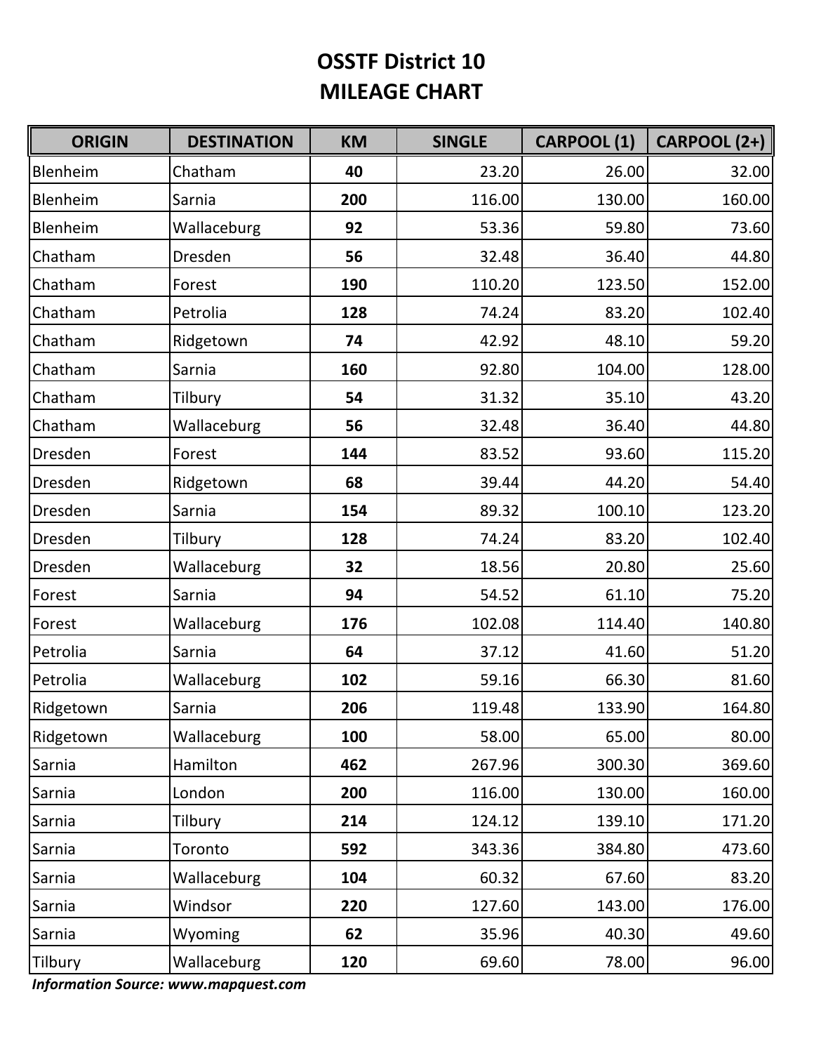# OSSTF District 10
# MILEAGE CHART

| ORIGIN | DESTINATION | KM | SINGLE | CARPOOL (1) | CARPOOL (2+) |
|---|---|---|---|---|---|
| Blenheim | Chatham | **40** | 23.20 | 26.00 | 32.00 |
| Blenheim | Sarnia | **200** | 116.00 | 130.00 | 160.00 |
| Blenheim | Wallaceburg | **92** | 53.36 | 59.80 | 73.60 |
| Chatham | Dresden | **56** | 32.48 | 36.40 | 44.80 |
| Chatham | Forest | **190** | 110.20 | 123.50 | 152.00 |
| Chatham | Petrolia | **128** | 74.24 | 83.20 | 102.40 |
| Chatham | Ridgetown | **74** | 42.92 | 48.10 | 59.20 |
| Chatham | Sarnia | **160** | 92.80 | 104.00 | 128.00 |
| Chatham | Tilbury | **54** | 31.32 | 35.10 | 43.20 |
| Chatham | Wallaceburg | **56** | 32.48 | 36.40 | 44.80 |
| Dresden | Forest | **144** | 83.52 | 93.60 | 115.20 |
| Dresden | Ridgetown | **68** | 39.44 | 44.20 | 54.40 |
| Dresden | Sarnia | **154** | 89.32 | 100.10 | 123.20 |
| Dresden | Tilbury | **128** | 74.24 | 83.20 | 102.40 |
| Dresden | Wallaceburg | **32** | 18.56 | 20.80 | 25.60 |
| Forest | Sarnia | **94** | 54.52 | 61.10 | 75.20 |
| Forest | Wallaceburg | **176** | 102.08 | 114.40 | 140.80 |
| Petrolia | Sarnia | **64** | 37.12 | 41.60 | 51.20 |
| Petrolia | Wallaceburg | **102** | 59.16 | 66.30 | 81.60 |
| Ridgetown | Sarnia | **206** | 119.48 | 133.90 | 164.80 |
| Ridgetown | Wallaceburg | **100** | 58.00 | 65.00 | 80.00 |
| Sarnia | Hamilton | **462** | 267.96 | 300.30 | 369.60 |
| Sarnia | London | **200** | 116.00 | 130.00 | 160.00 |
| Sarnia | Tilbury | **214** | 124.12 | 139.10 | 171.20 |
| Sarnia | Toronto | **592** | 343.36 | 384.80 | 473.60 |
| Sarnia | Wallaceburg | **104** | 60.32 | 67.60 | 83.20 |
| Sarnia | Windsor | **220** | 127.60 | 143.00 | 176.00 |
| Sarnia | Wyoming | **62** | 35.96 | 40.30 | 49.60 |
| Tilbury | Wallaceburg | **120** | 69.60 | 78.00 | 96.00 |

***Information Source: www.mapquest.com***